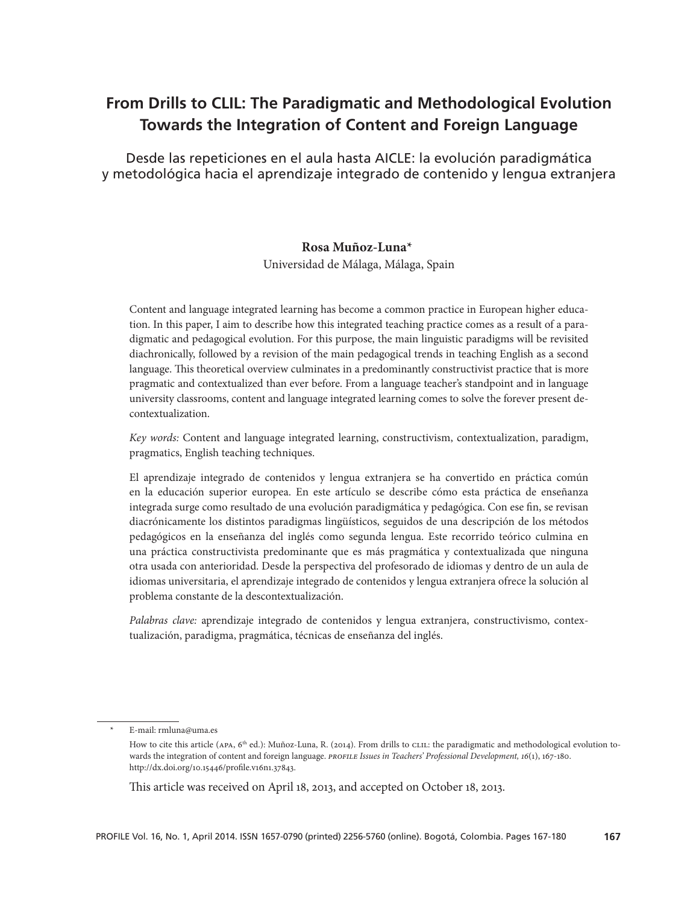# From Drills to CLIL: The Paradigmatic and Methodological Evolution Towards the Integration of Content and Foreign Language

## Desde las repeticiones en el aula hasta AICLE: la evolución paradigmática y metodológica hacia el aprendizaje integrado de contenido y lengua extranjera

**Rosa Muñoz-Luna***
Universidad de Málaga, Málaga, Spain

Content and language integrated learning has become a common practice in European higher education. In this paper, I aim to describe how this integrated teaching practice comes as a result of a paradigmatic and pedagogical evolution. For this purpose, the main linguistic paradigms will be revisited diachronically, followed by a revision of the main pedagogical trends in teaching English as a second language. This theoretical overview culminates in a predominantly constructivist practice that is more pragmatic and contextualized than ever before. From a language teacher's standpoint and in language university classrooms, content and language integrated learning comes to solve the forever present decontextualization.

*Key words:* Content and language integrated learning, constructivism, contextualization, paradigm, pragmatics, English teaching techniques.

El aprendizaje integrado de contenidos y lengua extranjera se ha convertido en práctica común en la educación superior europea. En este artículo se describe cómo esta práctica de enseñanza integrada surge como resultado de una evolución paradigmática y pedagógica. Con ese fin, se revisan diacrónicamente los distintos paradigmas lingüísticos, seguidos de una descripción de los métodos pedagógicos en la enseñanza del inglés como segunda lengua. Este recorrido teórico culmina en una práctica constructivista predominante que es más pragmática y contextualizada que ninguna otra usada con anterioridad. Desde la perspectiva del profesorado de idiomas y dentro de un aula de idiomas universitaria, el aprendizaje integrado de contenidos y lengua extranjera ofrece la solución al problema constante de la descontextualización.

*Palabras clave:* aprendizaje integrado de contenidos y lengua extranjera, constructivismo, contextualización, paradigma, pragmática, técnicas de enseñanza del inglés.

---

\* E-mail: rmluna@uma.es

How to cite this article (APA, 6th ed.): Muñoz-Luna, R. (2014). From drills to CLIL: the paradigmatic and methodological evolution towards the integration of content and foreign language. *PROFILE Issues in Teachers' Professional Development, 16*(1), 167-180. http://dx.doi.org/10.15446/profile.v16n1.37843.

This article was received on April 18, 2013, and accepted on October 18, 2013.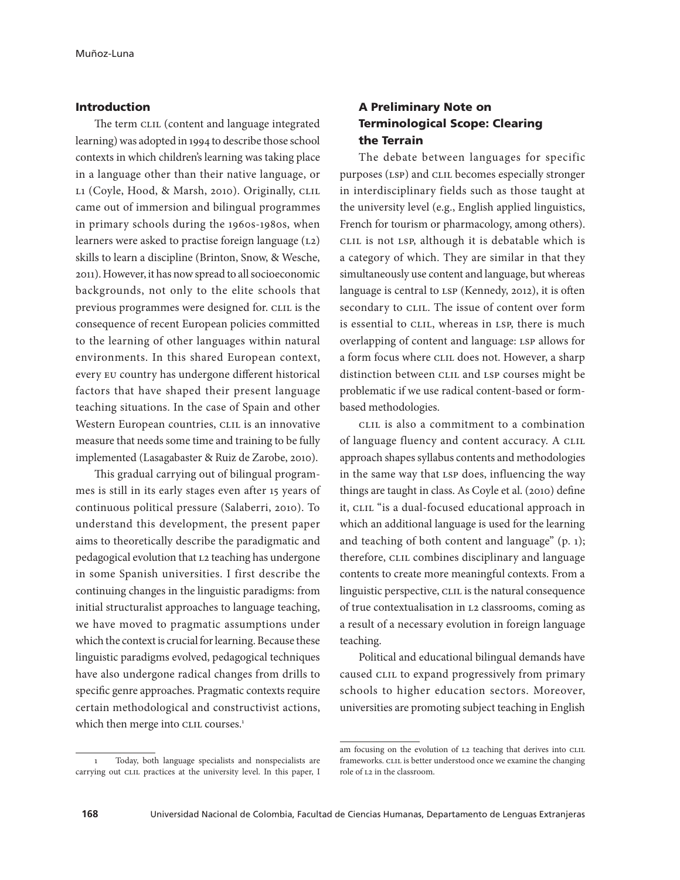## Introduction

The term CLIL (content and language integrated learning) was adopted in 1994 to describe those school contexts in which children's learning was taking place in a language other than their native language, or L1 (Coyle, Hood, & Marsh, 2010). Originally, CLIL came out of immersion and bilingual programmes in primary schools during the 1960s-1980s, when learners were asked to practise foreign language (L2) skills to learn a discipline (Brinton, Snow, & Wesche, 2011). However, it has now spread to all socioeconomic backgrounds, not only to the elite schools that previous programmes were designed for. CLIL is the consequence of recent European policies committed to the learning of other languages within natural environments. In this shared European context, every EU country has undergone different historical factors that have shaped their present language teaching situations. In the case of Spain and other Western European countries, CLIL is an innovative measure that needs some time and training to be fully implemented (Lasagabaster & Ruiz de Zarobe, 2010).

This gradual carrying out of bilingual programmes is still in its early stages even after 15 years of continuous political pressure (Salaberri, 2010). To understand this development, the present paper aims to theoretically describe the paradigmatic and pedagogical evolution that L2 teaching has undergone in some Spanish universities. I first describe the continuing changes in the linguistic paradigms: from initial structuralist approaches to language teaching, we have moved to pragmatic assumptions under which the context is crucial for learning. Because these linguistic paradigms evolved, pedagogical techniques have also undergone radical changes from drills to specific genre approaches. Pragmatic contexts require certain methodological and constructivist actions, which then merge into CLIL courses.[1]

## A Preliminary Note on Terminological Scope: Clearing the Terrain

The debate between languages for specific purposes (LSP) and CLIL becomes especially stronger in interdisciplinary fields such as those taught at the university level (e.g., English applied linguistics, French for tourism or pharmacology, among others). CLIL is not LSP, although it is debatable which is a category of which. They are similar in that they simultaneously use content and language, but whereas language is central to LSP (Kennedy, 2012), it is often secondary to CLIL. The issue of content over form is essential to CLIL, whereas in LSP, there is much overlapping of content and language: LSP allows for a form focus where CLIL does not. However, a sharp distinction between CLIL and LSP courses might be problematic if we use radical content-based or form-based methodologies.

CLIL is also a commitment to a combination of language fluency and content accuracy. A CLIL approach shapes syllabus contents and methodologies in the same way that LSP does, influencing the way things are taught in class. As Coyle et al. (2010) define it, CLIL "is a dual-focused educational approach in which an additional language is used for the learning and teaching of both content and language" (p. 1); therefore, CLIL combines disciplinary and language contents to create more meaningful contexts. From a linguistic perspective, CLIL is the natural consequence of true contextualisation in L2 classrooms, coming as a result of a necessary evolution in foreign language teaching.

Political and educational bilingual demands have caused CLIL to expand progressively from primary schools to higher education sectors. Moreover, universities are promoting subject teaching in English

---

[1] Today, both language specialists and nonspecialists are carrying out CLIL practices at the university level. In this paper, I am focusing on the evolution of L2 teaching that derives into CLIL frameworks. CLIL is better understood once we examine the changing role of L2 in the classroom.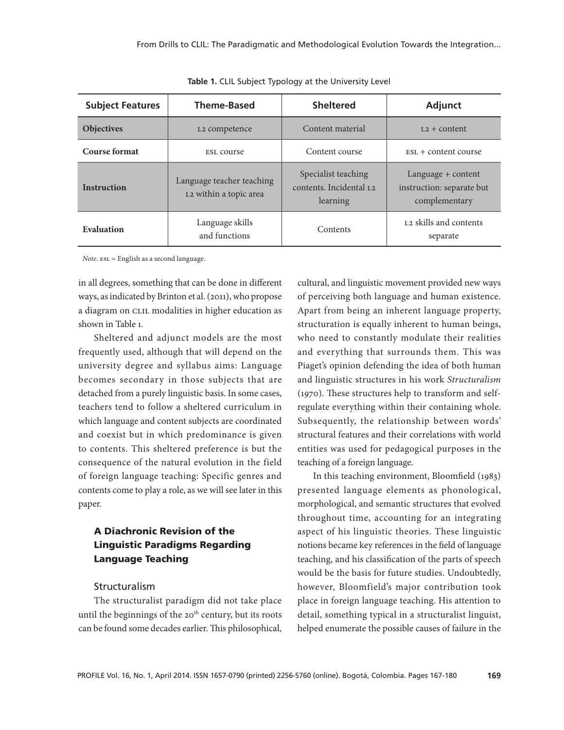**Table 1.** CLIL Subject Typology at the University Level

| Subject Features | Theme-Based | Sheltered | Adjunct |
|---|---|---|---|
| **Objectives** | L2 competence | Content material | L2 + content |
| **Course format** | ESL course | Content course | ESL + content course |
| **Instruction** | Language teacher teaching L2 within a topic area | Specialist teaching contents. Incidental L2 learning | Language + content instruction: separate but complementary |
| **Evaluation** | Language skills and functions | Contents | L2 skills and contents separate |

*Note.* ESL = English as a second language.

in all degrees, something that can be done in different ways, as indicated by Brinton et al. (2011), who propose a diagram on CLIL modalities in higher education as shown in Table 1.

Sheltered and adjunct models are the most frequently used, although that will depend on the university degree and syllabus aims: Language becomes secondary in those subjects that are detached from a purely linguistic basis. In some cases, teachers tend to follow a sheltered curriculum in which language and content subjects are coordinated and coexist but in which predominance is given to contents. This sheltered preference is but the consequence of the natural evolution in the field of foreign language teaching: Specific genres and contents come to play a role, as we will see later in this paper.

## A Diachronic Revision of the Linguistic Paradigms Regarding Language Teaching

### Structuralism

The structuralist paradigm did not take place until the beginnings of the 20th century, but its roots can be found some decades earlier. This philosophical, cultural, and linguistic movement provided new ways of perceiving both language and human existence. Apart from being an inherent language property, structuration is equally inherent to human beings, who need to constantly modulate their realities and everything that surrounds them. This was Piaget's opinion defending the idea of both human and linguistic structures in his work *Structuralism* (1970). These structures help to transform and self-regulate everything within their containing whole. Subsequently, the relationship between words' structural features and their correlations with world entities was used for pedagogical purposes in the teaching of a foreign language.

In this teaching environment, Bloomfield (1983) presented language elements as phonological, morphological, and semantic structures that evolved throughout time, accounting for an integrating aspect of his linguistic theories. These linguistic notions became key references in the field of language teaching, and his classification of the parts of speech would be the basis for future studies. Undoubtedly, however, Bloomfield's major contribution took place in foreign language teaching. His attention to detail, something typical in a structuralist linguist, helped enumerate the possible causes of failure in the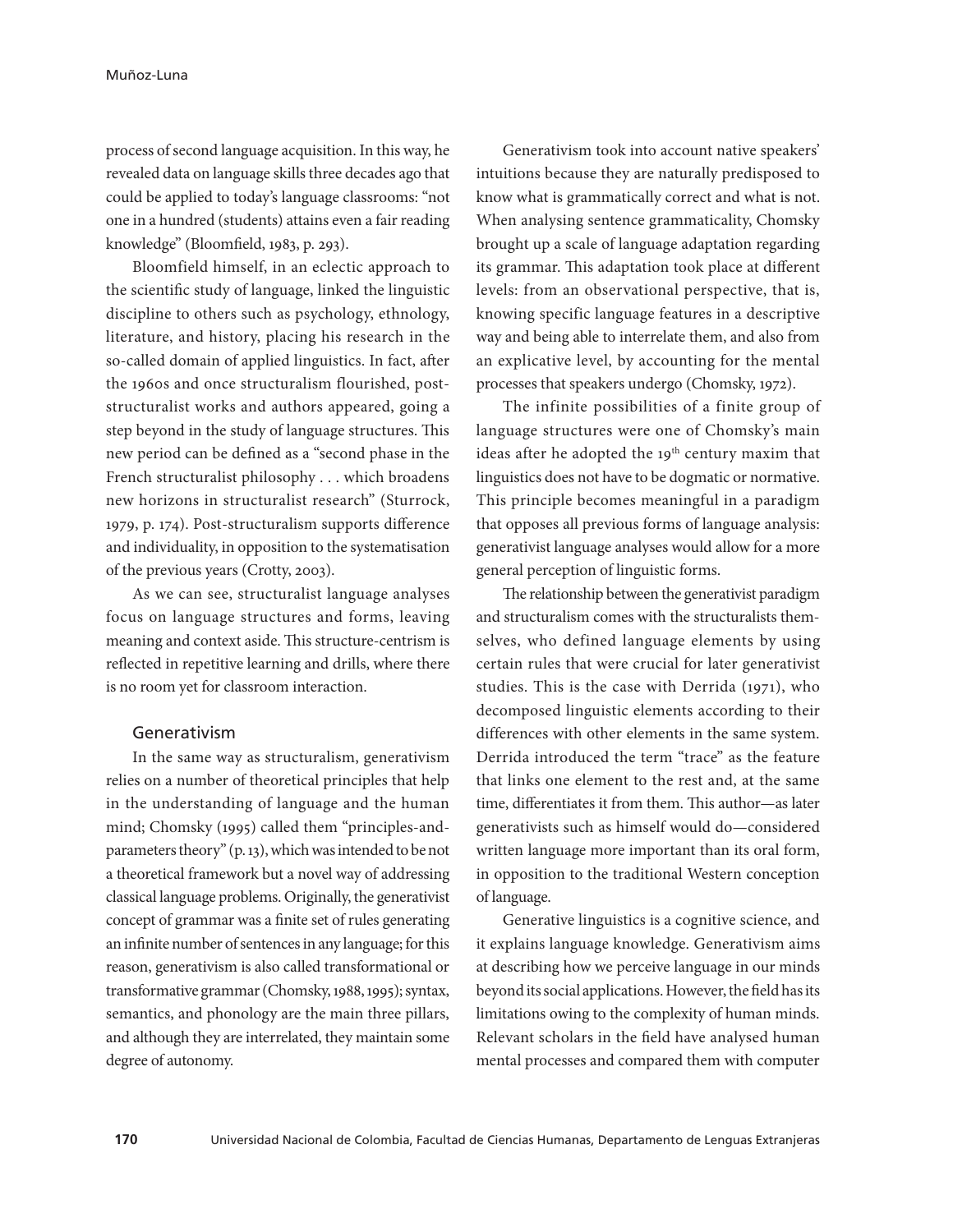process of second language acquisition. In this way, he revealed data on language skills three decades ago that could be applied to today's language classrooms: "not one in a hundred (students) attains even a fair reading knowledge" (Bloomfield, 1983, p. 293).

Bloomfield himself, in an eclectic approach to the scientific study of language, linked the linguistic discipline to others such as psychology, ethnology, literature, and history, placing his research in the so-called domain of applied linguistics. In fact, after the 1960s and once structuralism flourished, post-structuralist works and authors appeared, going a step beyond in the study of language structures. This new period can be defined as a "second phase in the French structuralist philosophy . . . which broadens new horizons in structuralist research" (Sturrock, 1979, p. 174). Post-structuralism supports difference and individuality, in opposition to the systematisation of the previous years (Crotty, 2003).

As we can see, structuralist language analyses focus on language structures and forms, leaving meaning and context aside. This structure-centrism is reflected in repetitive learning and drills, where there is no room yet for classroom interaction.

## Generativism

In the same way as structuralism, generativism relies on a number of theoretical principles that help in the understanding of language and the human mind; Chomsky (1995) called them "principles-and-parameters theory" (p. 13), which was intended to be not a theoretical framework but a novel way of addressing classical language problems. Originally, the generativist concept of grammar was a finite set of rules generating an infinite number of sentences in any language; for this reason, generativism is also called transformational or transformative grammar (Chomsky, 1988, 1995); syntax, semantics, and phonology are the main three pillars, and although they are interrelated, they maintain some degree of autonomy.

Generativism took into account native speakers' intuitions because they are naturally predisposed to know what is grammatically correct and what is not. When analysing sentence grammaticality, Chomsky brought up a scale of language adaptation regarding its grammar. This adaptation took place at different levels: from an observational perspective, that is, knowing specific language features in a descriptive way and being able to interrelate them, and also from an explicative level, by accounting for the mental processes that speakers undergo (Chomsky, 1972).

The infinite possibilities of a finite group of language structures were one of Chomsky's main ideas after he adopted the 19th century maxim that linguistics does not have to be dogmatic or normative. This principle becomes meaningful in a paradigm that opposes all previous forms of language analysis: generativist language analyses would allow for a more general perception of linguistic forms.

The relationship between the generativist paradigm and structuralism comes with the structuralists themselves, who defined language elements by using certain rules that were crucial for later generativist studies. This is the case with Derrida (1971), who decomposed linguistic elements according to their differences with other elements in the same system. Derrida introduced the term "trace" as the feature that links one element to the rest and, at the same time, differentiates it from them. This author—as later generativists such as himself would do—considered written language more important than its oral form, in opposition to the traditional Western conception of language.

Generative linguistics is a cognitive science, and it explains language knowledge. Generativism aims at describing how we perceive language in our minds beyond its social applications. However, the field has its limitations owing to the complexity of human minds. Relevant scholars in the field have analysed human mental processes and compared them with computer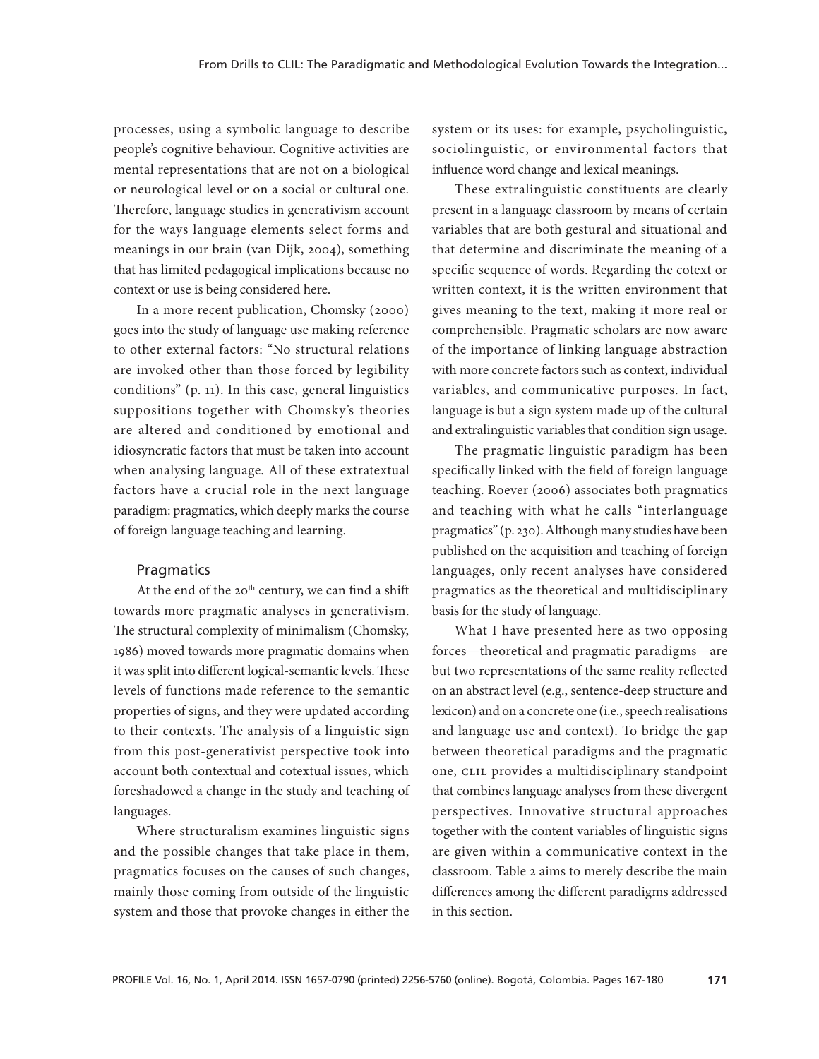processes, using a symbolic language to describe people's cognitive behaviour. Cognitive activities are mental representations that are not on a biological or neurological level or on a social or cultural one. Therefore, language studies in generativism account for the ways language elements select forms and meanings in our brain (van Dijk, 2004), something that has limited pedagogical implications because no context or use is being considered here.

In a more recent publication, Chomsky (2000) goes into the study of language use making reference to other external factors: "No structural relations are invoked other than those forced by legibility conditions" (p. 11). In this case, general linguistics suppositions together with Chomsky's theories are altered and conditioned by emotional and idiosyncratic factors that must be taken into account when analysing language. All of these extratextual factors have a crucial role in the next language paradigm: pragmatics, which deeply marks the course of foreign language teaching and learning.

### Pragmatics

At the end of the 20th century, we can find a shift towards more pragmatic analyses in generativism. The structural complexity of minimalism (Chomsky, 1986) moved towards more pragmatic domains when it was split into different logical-semantic levels. These levels of functions made reference to the semantic properties of signs, and they were updated according to their contexts. The analysis of a linguistic sign from this post-generativist perspective took into account both contextual and cotextual issues, which foreshadowed a change in the study and teaching of languages.

Where structuralism examines linguistic signs and the possible changes that take place in them, pragmatics focuses on the causes of such changes, mainly those coming from outside of the linguistic system and those that provoke changes in either the system or its uses: for example, psycholinguistic, sociolinguistic, or environmental factors that influence word change and lexical meanings.

These extralinguistic constituents are clearly present in a language classroom by means of certain variables that are both gestural and situational and that determine and discriminate the meaning of a specific sequence of words. Regarding the cotext or written context, it is the written environment that gives meaning to the text, making it more real or comprehensible. Pragmatic scholars are now aware of the importance of linking language abstraction with more concrete factors such as context, individual variables, and communicative purposes. In fact, language is but a sign system made up of the cultural and extralinguistic variables that condition sign usage.

The pragmatic linguistic paradigm has been specifically linked with the field of foreign language teaching. Roever (2006) associates both pragmatics and teaching with what he calls "interlanguage pragmatics" (p. 230). Although many studies have been published on the acquisition and teaching of foreign languages, only recent analyses have considered pragmatics as the theoretical and multidisciplinary basis for the study of language.

What I have presented here as two opposing forces—theoretical and pragmatic paradigms—are but two representations of the same reality reflected on an abstract level (e.g., sentence-deep structure and lexicon) and on a concrete one (i.e., speech realisations and language use and context). To bridge the gap between theoretical paradigms and the pragmatic one, CLIL provides a multidisciplinary standpoint that combines language analyses from these divergent perspectives. Innovative structural approaches together with the content variables of linguistic signs are given within a communicative context in the classroom. Table 2 aims to merely describe the main differences among the different paradigms addressed in this section.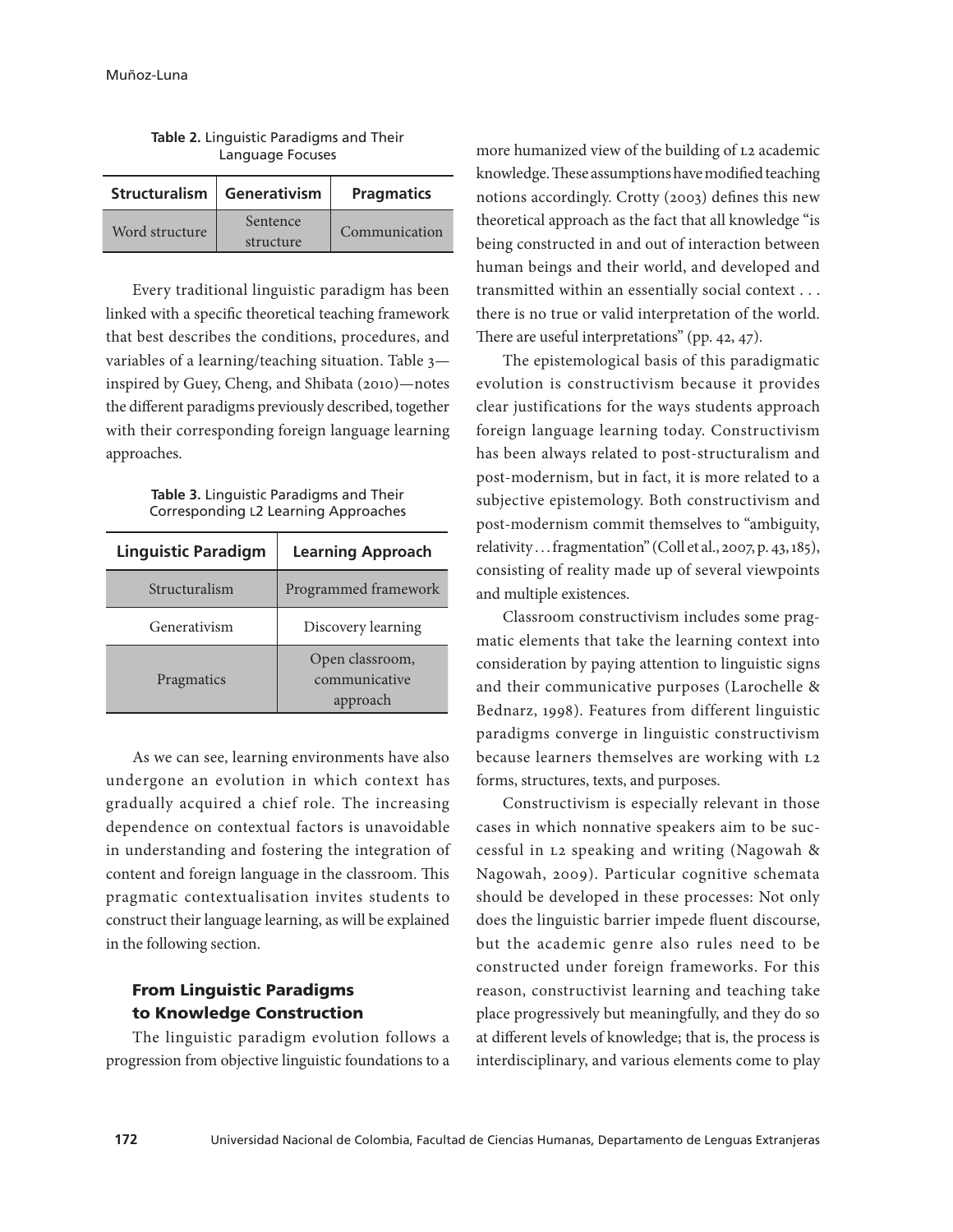**Table 2.** Linguistic Paradigms and Their Language Focuses

| Structuralism | Generativism | Pragmatics |
|---|---|---|
| Word structure | Sentence structure | Communication |

Every traditional linguistic paradigm has been linked with a specific theoretical teaching framework that best describes the conditions, procedures, and variables of a learning/teaching situation. Table 3—inspired by Guey, Cheng, and Shibata (2010)—notes the different paradigms previously described, together with their corresponding foreign language learning approaches.

**Table 3.** Linguistic Paradigms and Their Corresponding L2 Learning Approaches

| Linguistic Paradigm | Learning Approach |
|---|---|
| Structuralism | Programmed framework |
| Generativism | Discovery learning |
| Pragmatics | Open classroom, communicative approach |

As we can see, learning environments have also undergone an evolution in which context has gradually acquired a chief role. The increasing dependence on contextual factors is unavoidable in understanding and fostering the integration of content and foreign language in the classroom. This pragmatic contextualisation invites students to construct their language learning, as will be explained in the following section.

## From Linguistic Paradigms to Knowledge Construction

The linguistic paradigm evolution follows a progression from objective linguistic foundations to a more humanized view of the building of L2 academic knowledge. These assumptions have modified teaching notions accordingly. Crotty (2003) defines this new theoretical approach as the fact that all knowledge "is being constructed in and out of interaction between human beings and their world, and developed and transmitted within an essentially social context . . . there is no true or valid interpretation of the world. There are useful interpretations" (pp. 42, 47).

The epistemological basis of this paradigmatic evolution is constructivism because it provides clear justifications for the ways students approach foreign language learning today. Constructivism has been always related to post-structuralism and post-modernism, but in fact, it is more related to a subjective epistemology. Both constructivism and post-modernism commit themselves to "ambiguity, relativity . . . fragmentation" (Coll et al., 2007, p. 43, 185), consisting of reality made up of several viewpoints and multiple existences.

Classroom constructivism includes some pragmatic elements that take the learning context into consideration by paying attention to linguistic signs and their communicative purposes (Larochelle & Bednarz, 1998). Features from different linguistic paradigms converge in linguistic constructivism because learners themselves are working with L2 forms, structures, texts, and purposes.

Constructivism is especially relevant in those cases in which nonnative speakers aim to be successful in L2 speaking and writing (Nagowah & Nagowah, 2009). Particular cognitive schemata should be developed in these processes: Not only does the linguistic barrier impede fluent discourse, but the academic genre also rules need to be constructed under foreign frameworks. For this reason, constructivist learning and teaching take place progressively but meaningfully, and they do so at different levels of knowledge; that is, the process is interdisciplinary, and various elements come to play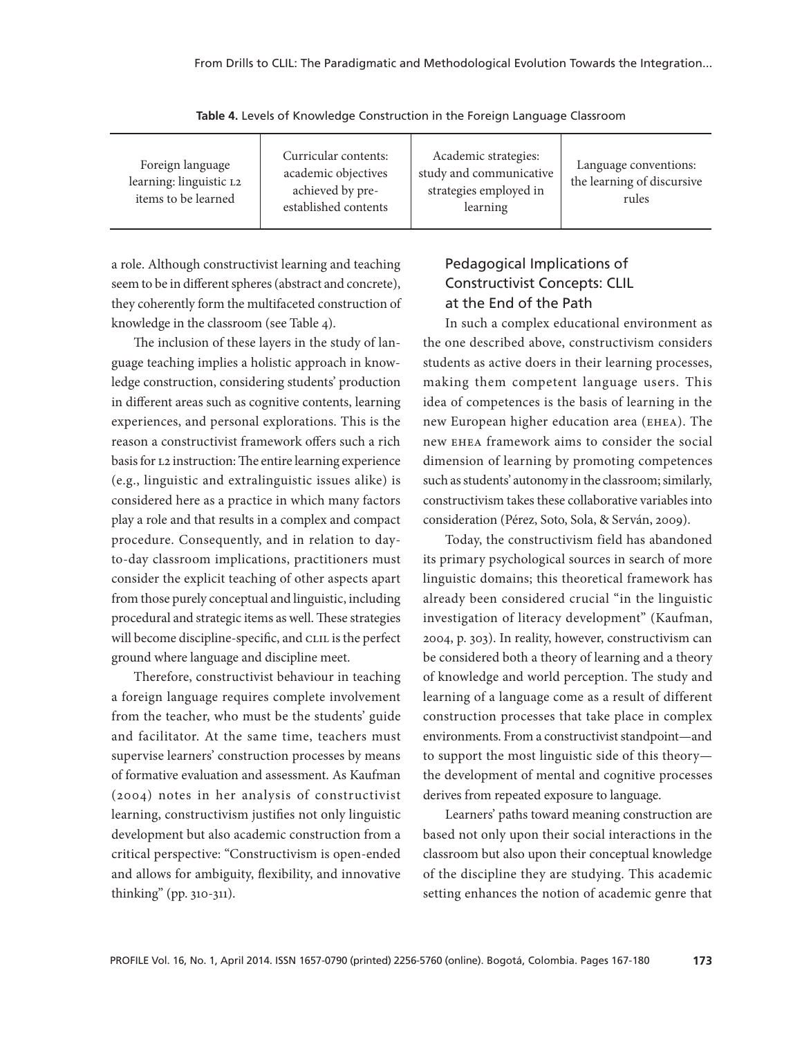**Table 4.** Levels of Knowledge Construction in the Foreign Language Classroom

| Foreign language learning: linguistic L2 items to be learned | Curricular contents: academic objectives achieved by pre-established contents | Academic strategies: study and communicative strategies employed in learning | Language conventions: the learning of discursive rules |
|---|---|---|---|

a role. Although constructivist learning and teaching seem to be in different spheres (abstract and concrete), they coherently form the multifaceted construction of knowledge in the classroom (see Table 4).

The inclusion of these layers in the study of language teaching implies a holistic approach in knowledge construction, considering students' production in different areas such as cognitive contents, learning experiences, and personal explorations. This is the reason a constructivist framework offers such a rich basis for L2 instruction: The entire learning experience (e.g., linguistic and extralinguistic issues alike) is considered here as a practice in which many factors play a role and that results in a complex and compact procedure. Consequently, and in relation to day-to-day classroom implications, practitioners must consider the explicit teaching of other aspects apart from those purely conceptual and linguistic, including procedural and strategic items as well. These strategies will become discipline-specific, and CLIL is the perfect ground where language and discipline meet.

Therefore, constructivist behaviour in teaching a foreign language requires complete involvement from the teacher, who must be the students' guide and facilitator. At the same time, teachers must supervise learners' construction processes by means of formative evaluation and assessment. As Kaufman (2004) notes in her analysis of constructivist learning, constructivism justifies not only linguistic development but also academic construction from a critical perspective: "Constructivism is open-ended and allows for ambiguity, flexibility, and innovative thinking" (pp. 310-311).

## Pedagogical Implications of Constructivist Concepts: CLIL at the End of the Path

In such a complex educational environment as the one described above, constructivism considers students as active doers in their learning processes, making them competent language users. This idea of competences is the basis of learning in the new European higher education area (EHEA). The new EHEA framework aims to consider the social dimension of learning by promoting competences such as students' autonomy in the classroom; similarly, constructivism takes these collaborative variables into consideration (Pérez, Soto, Sola, & Serván, 2009).

Today, the constructivism field has abandoned its primary psychological sources in search of more linguistic domains; this theoretical framework has already been considered crucial "in the linguistic investigation of literacy development" (Kaufman, 2004, p. 303). In reality, however, constructivism can be considered both a theory of learning and a theory of knowledge and world perception. The study and learning of a language come as a result of different construction processes that take place in complex environments. From a constructivist standpoint—and to support the most linguistic side of this theory—the development of mental and cognitive processes derives from repeated exposure to language.

Learners' paths toward meaning construction are based not only upon their social interactions in the classroom but also upon their conceptual knowledge of the discipline they are studying. This academic setting enhances the notion of academic genre that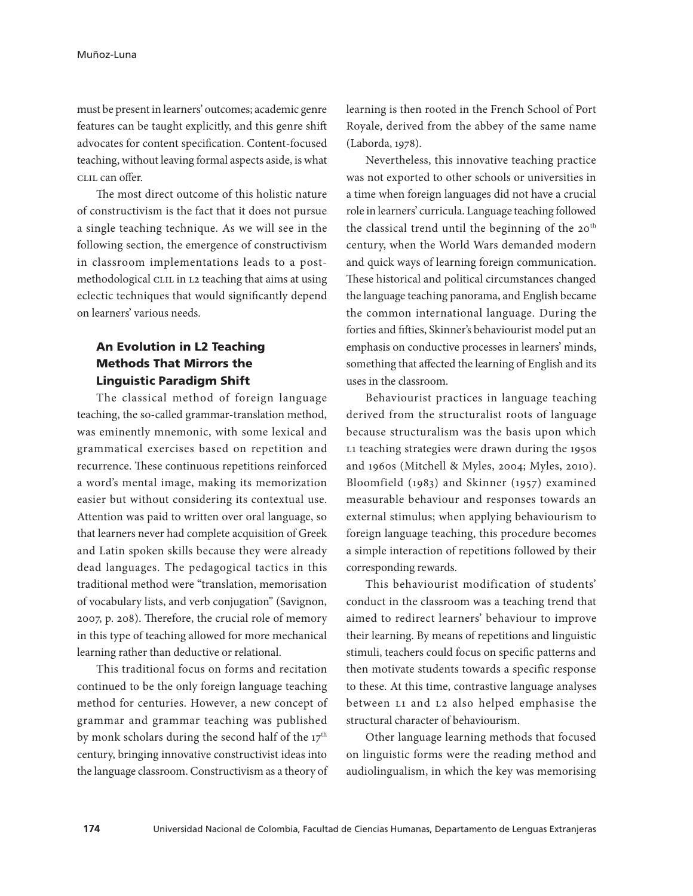must be present in learners' outcomes; academic genre features can be taught explicitly, and this genre shift advocates for content specification. Content-focused teaching, without leaving formal aspects aside, is what CLIL can offer.

The most direct outcome of this holistic nature of constructivism is the fact that it does not pursue a single teaching technique. As we will see in the following section, the emergence of constructivism in classroom implementations leads to a post-methodological CLIL in L2 teaching that aims at using eclectic techniques that would significantly depend on learners' various needs.

## An Evolution in L2 Teaching Methods That Mirrors the Linguistic Paradigm Shift

The classical method of foreign language teaching, the so-called grammar-translation method, was eminently mnemonic, with some lexical and grammatical exercises based on repetition and recurrence. These continuous repetitions reinforced a word's mental image, making its memorization easier but without considering its contextual use. Attention was paid to written over oral language, so that learners never had complete acquisition of Greek and Latin spoken skills because they were already dead languages. The pedagogical tactics in this traditional method were "translation, memorisation of vocabulary lists, and verb conjugation" (Savignon, 2007, p. 208). Therefore, the crucial role of memory in this type of teaching allowed for more mechanical learning rather than deductive or relational.

This traditional focus on forms and recitation continued to be the only foreign language teaching method for centuries. However, a new concept of grammar and grammar teaching was published by monk scholars during the second half of the 17th century, bringing innovative constructivist ideas into the language classroom. Constructivism as a theory of learning is then rooted in the French School of Port Royale, derived from the abbey of the same name (Laborda, 1978).

Nevertheless, this innovative teaching practice was not exported to other schools or universities in a time when foreign languages did not have a crucial role in learners' curricula. Language teaching followed the classical trend until the beginning of the 20th century, when the World Wars demanded modern and quick ways of learning foreign communication. These historical and political circumstances changed the language teaching panorama, and English became the common international language. During the forties and fifties, Skinner's behaviourist model put an emphasis on conductive processes in learners' minds, something that affected the learning of English and its uses in the classroom.

Behaviourist practices in language teaching derived from the structuralist roots of language because structuralism was the basis upon which L1 teaching strategies were drawn during the 1950s and 1960s (Mitchell & Myles, 2004; Myles, 2010). Bloomfield (1983) and Skinner (1957) examined measurable behaviour and responses towards an external stimulus; when applying behaviourism to foreign language teaching, this procedure becomes a simple interaction of repetitions followed by their corresponding rewards.

This behaviourist modification of students' conduct in the classroom was a teaching trend that aimed to redirect learners' behaviour to improve their learning. By means of repetitions and linguistic stimuli, teachers could focus on specific patterns and then motivate students towards a specific response to these. At this time, contrastive language analyses between L1 and L2 also helped emphasise the structural character of behaviourism.

Other language learning methods that focused on linguistic forms were the reading method and audiolingualism, in which the key was memorising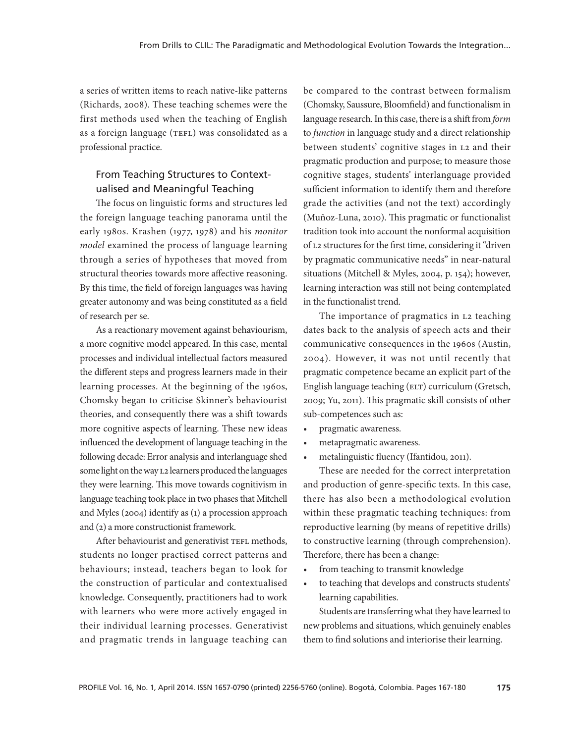a series of written items to reach native-like patterns (Richards, 2008). These teaching schemes were the first methods used when the teaching of English as a foreign language (TEFL) was consolidated as a professional practice.

## From Teaching Structures to Contextualised and Meaningful Teaching

The focus on linguistic forms and structures led the foreign language teaching panorama until the early 1980s. Krashen (1977, 1978) and his *monitor model* examined the process of language learning through a series of hypotheses that moved from structural theories towards more affective reasoning. By this time, the field of foreign languages was having greater autonomy and was being constituted as a field of research per se.

As a reactionary movement against behaviourism, a more cognitive model appeared. In this case, mental processes and individual intellectual factors measured the different steps and progress learners made in their learning processes. At the beginning of the 1960s, Chomsky began to criticise Skinner's behaviourist theories, and consequently there was a shift towards more cognitive aspects of learning. These new ideas influenced the development of language teaching in the following decade: Error analysis and interlanguage shed some light on the way L2 learners produced the languages they were learning. This move towards cognitivism in language teaching took place in two phases that Mitchell and Myles (2004) identify as (1) a procession approach and (2) a more constructionist framework.

After behaviourist and generativist TEFL methods, students no longer practised correct patterns and behaviours; instead, teachers began to look for the construction of particular and contextualised knowledge. Consequently, practitioners had to work with learners who were more actively engaged in their individual learning processes. Generativist and pragmatic trends in language teaching can be compared to the contrast between formalism (Chomsky, Saussure, Bloomfield) and functionalism in language research. In this case, there is a shift from *form* to *function* in language study and a direct relationship between students' cognitive stages in L2 and their pragmatic production and purpose; to measure those cognitive stages, students' interlanguage provided sufficient information to identify them and therefore grade the activities (and not the text) accordingly (Muñoz-Luna, 2010). This pragmatic or functionalist tradition took into account the nonformal acquisition of L2 structures for the first time, considering it "driven by pragmatic communicative needs" in near-natural situations (Mitchell & Myles, 2004, p. 154); however, learning interaction was still not being contemplated in the functionalist trend.

The importance of pragmatics in L2 teaching dates back to the analysis of speech acts and their communicative consequences in the 1960s (Austin, 2004). However, it was not until recently that pragmatic competence became an explicit part of the English language teaching (ELT) curriculum (Gretsch, 2009; Yu, 2011). This pragmatic skill consists of other sub-competences such as:

- pragmatic awareness.
- metapragmatic awareness.
- metalinguistic fluency (Ifantidou, 2011).

These are needed for the correct interpretation and production of genre-specific texts. In this case, there has also been a methodological evolution within these pragmatic teaching techniques: from reproductive learning (by means of repetitive drills) to constructive learning (through comprehension). Therefore, there has been a change:

- from teaching to transmit knowledge
- to teaching that develops and constructs students' learning capabilities.

Students are transferring what they have learned to new problems and situations, which genuinely enables them to find solutions and interiorise their learning.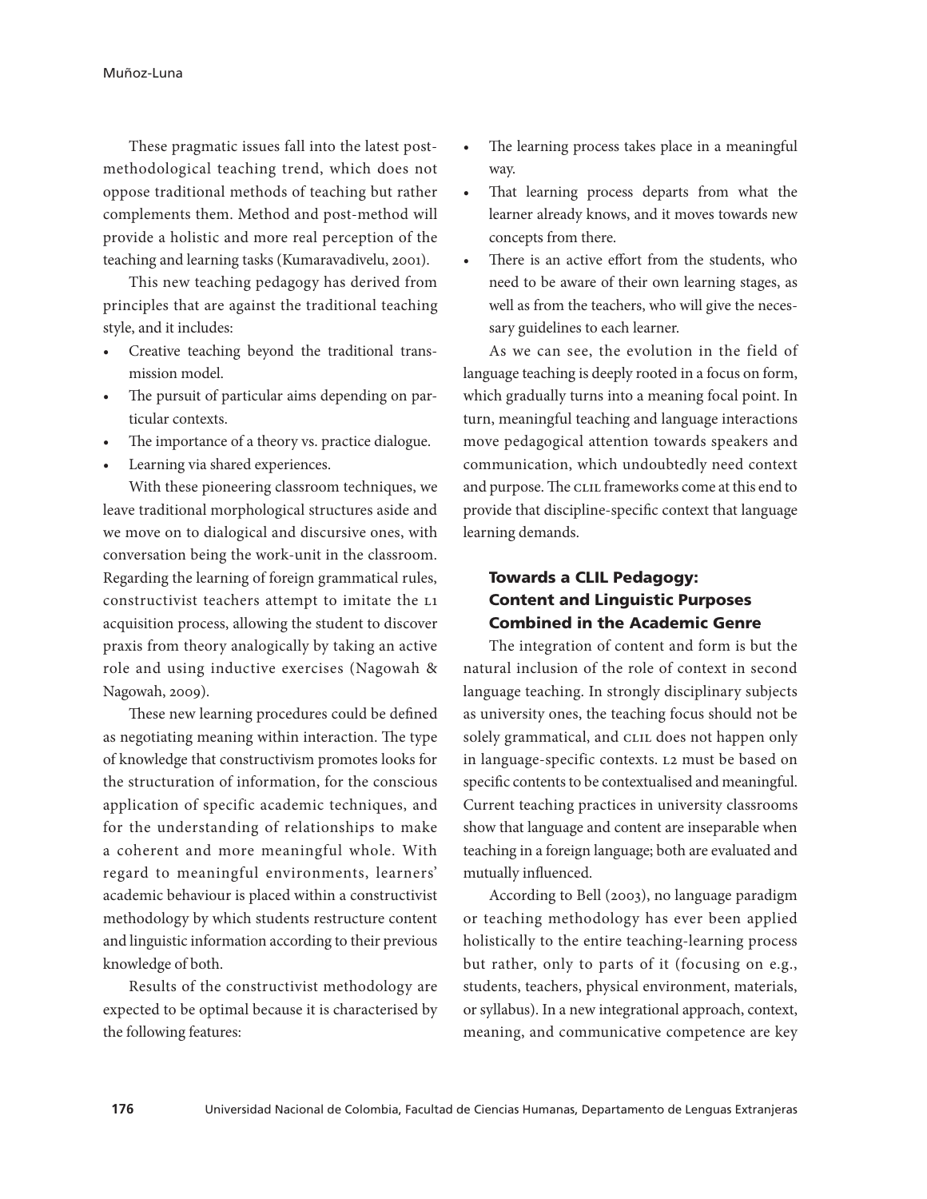These pragmatic issues fall into the latest post-methodological teaching trend, which does not oppose traditional methods of teaching but rather complements them. Method and post-method will provide a holistic and more real perception of the teaching and learning tasks (Kumaravadivelu, 2001).

This new teaching pedagogy has derived from principles that are against the traditional teaching style, and it includes:

- Creative teaching beyond the traditional transmission model.
- The pursuit of particular aims depending on particular contexts.
- The importance of a theory vs. practice dialogue.
- Learning via shared experiences.

With these pioneering classroom techniques, we leave traditional morphological structures aside and we move on to dialogical and discursive ones, with conversation being the work-unit in the classroom. Regarding the learning of foreign grammatical rules, constructivist teachers attempt to imitate the L1 acquisition process, allowing the student to discover praxis from theory analogically by taking an active role and using inductive exercises (Nagowah & Nagowah, 2009).

These new learning procedures could be defined as negotiating meaning within interaction. The type of knowledge that constructivism promotes looks for the structuration of information, for the conscious application of specific academic techniques, and for the understanding of relationships to make a coherent and more meaningful whole. With regard to meaningful environments, learners' academic behaviour is placed within a constructivist methodology by which students restructure content and linguistic information according to their previous knowledge of both.

Results of the constructivist methodology are expected to be optimal because it is characterised by the following features:

- The learning process takes place in a meaningful way.
- That learning process departs from what the learner already knows, and it moves towards new concepts from there.
- There is an active effort from the students, who need to be aware of their own learning stages, as well as from the teachers, who will give the necessary guidelines to each learner.

As we can see, the evolution in the field of language teaching is deeply rooted in a focus on form, which gradually turns into a meaning focal point. In turn, meaningful teaching and language interactions move pedagogical attention towards speakers and communication, which undoubtedly need context and purpose. The CLIL frameworks come at this end to provide that discipline-specific context that language learning demands.

## Towards a CLIL Pedagogy: Content and Linguistic Purposes Combined in the Academic Genre

The integration of content and form is but the natural inclusion of the role of context in second language teaching. In strongly disciplinary subjects as university ones, the teaching focus should not be solely grammatical, and CLIL does not happen only in language-specific contexts. L2 must be based on specific contents to be contextualised and meaningful. Current teaching practices in university classrooms show that language and content are inseparable when teaching in a foreign language; both are evaluated and mutually influenced.

According to Bell (2003), no language paradigm or teaching methodology has ever been applied holistically to the entire teaching-learning process but rather, only to parts of it (focusing on e.g., students, teachers, physical environment, materials, or syllabus). In a new integrational approach, context, meaning, and communicative competence are key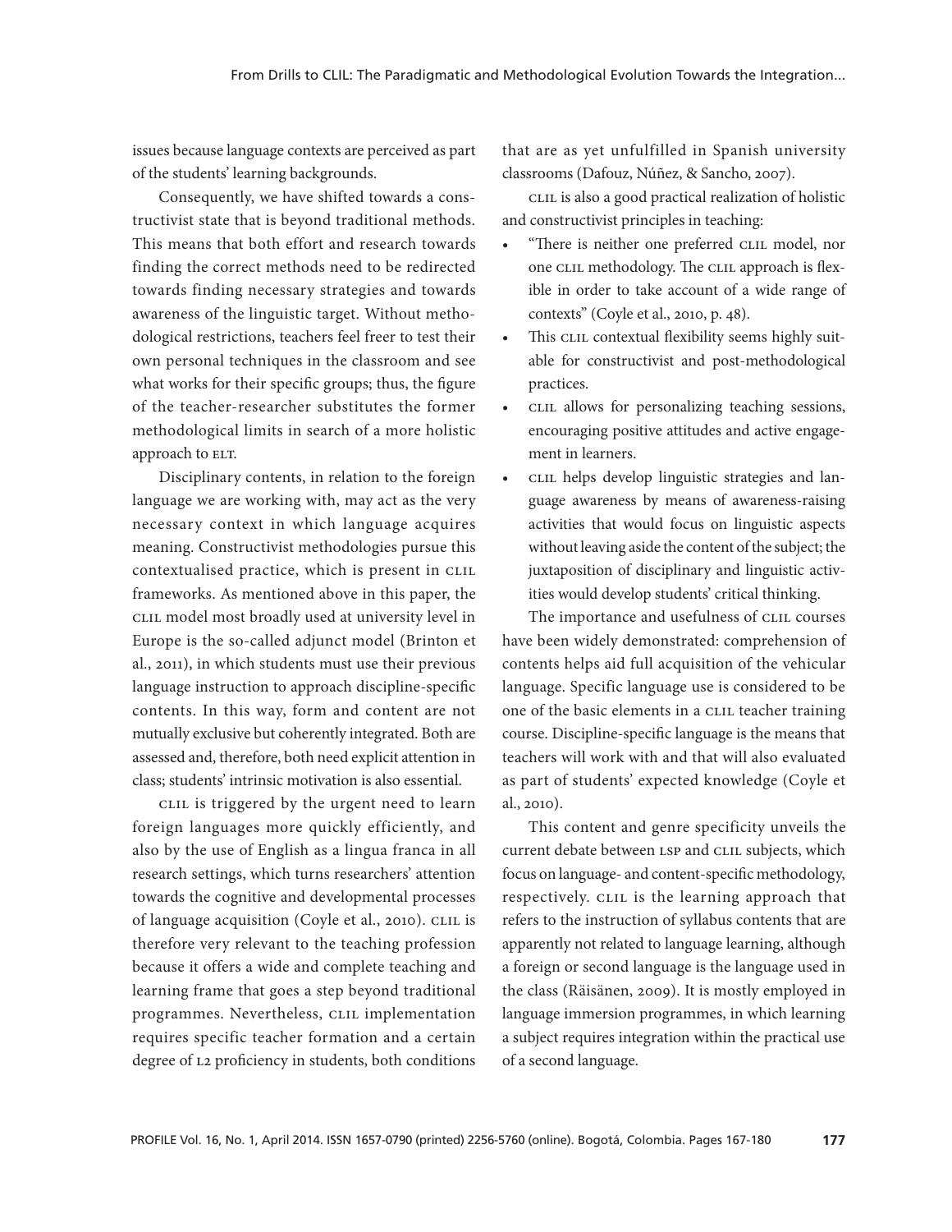issues because language contexts are perceived as part of the students' learning backgrounds.

Consequently, we have shifted towards a constructivist state that is beyond traditional methods. This means that both effort and research towards finding the correct methods need to be redirected towards finding necessary strategies and towards awareness of the linguistic target. Without methodological restrictions, teachers feel freer to test their own personal techniques in the classroom and see what works for their specific groups; thus, the figure of the teacher-researcher substitutes the former methodological limits in search of a more holistic approach to ELT.

Disciplinary contents, in relation to the foreign language we are working with, may act as the very necessary context in which language acquires meaning. Constructivist methodologies pursue this contextualised practice, which is present in CLIL frameworks. As mentioned above in this paper, the CLIL model most broadly used at university level in Europe is the so-called adjunct model (Brinton et al., 2011), in which students must use their previous language instruction to approach discipline-specific contents. In this way, form and content are not mutually exclusive but coherently integrated. Both are assessed and, therefore, both need explicit attention in class; students' intrinsic motivation is also essential.

CLIL is triggered by the urgent need to learn foreign languages more quickly efficiently, and also by the use of English as a lingua franca in all research settings, which turns researchers' attention towards the cognitive and developmental processes of language acquisition (Coyle et al., 2010). CLIL is therefore very relevant to the teaching profession because it offers a wide and complete teaching and learning frame that goes a step beyond traditional programmes. Nevertheless, CLIL implementation requires specific teacher formation and a certain degree of L2 proficiency in students, both conditions that are as yet unfulfilled in Spanish university classrooms (Dafouz, Núñez, & Sancho, 2007).

CLIL is also a good practical realization of holistic and constructivist principles in teaching:

- "There is neither one preferred CLIL model, nor one CLIL methodology. The CLIL approach is flexible in order to take account of a wide range of contexts" (Coyle et al., 2010, p. 48).
- This CLIL contextual flexibility seems highly suitable for constructivist and post-methodological practices.
- CLIL allows for personalizing teaching sessions, encouraging positive attitudes and active engagement in learners.
- CLIL helps develop linguistic strategies and language awareness by means of awareness-raising activities that would focus on linguistic aspects without leaving aside the content of the subject; the juxtaposition of disciplinary and linguistic activities would develop students' critical thinking.

The importance and usefulness of CLIL courses have been widely demonstrated: comprehension of contents helps aid full acquisition of the vehicular language. Specific language use is considered to be one of the basic elements in a CLIL teacher training course. Discipline-specific language is the means that teachers will work with and that will also evaluated as part of students' expected knowledge (Coyle et al., 2010).

This content and genre specificity unveils the current debate between LSP and CLIL subjects, which focus on language- and content-specific methodology, respectively. CLIL is the learning approach that refers to the instruction of syllabus contents that are apparently not related to language learning, although a foreign or second language is the language used in the class (Räisänen, 2009). It is mostly employed in language immersion programmes, in which learning a subject requires integration within the practical use of a second language.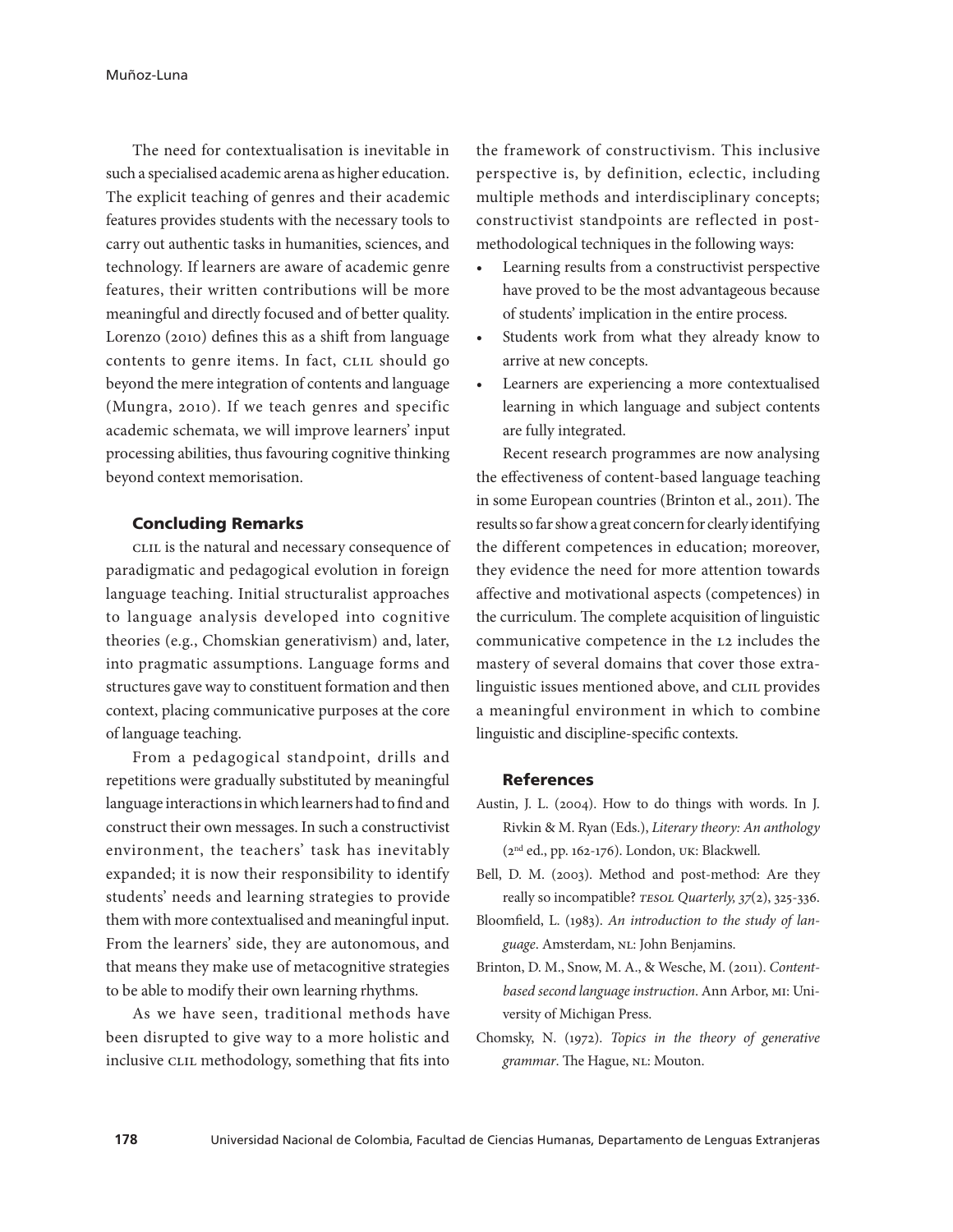The need for contextualisation is inevitable in such a specialised academic arena as higher education. The explicit teaching of genres and their academic features provides students with the necessary tools to carry out authentic tasks in humanities, sciences, and technology. If learners are aware of academic genre features, their written contributions will be more meaningful and directly focused and of better quality. Lorenzo (2010) defines this as a shift from language contents to genre items. In fact, CLIL should go beyond the mere integration of contents and language (Mungra, 2010). If we teach genres and specific academic schemata, we will improve learners' input processing abilities, thus favouring cognitive thinking beyond context memorisation.

## Concluding Remarks

CLIL is the natural and necessary consequence of paradigmatic and pedagogical evolution in foreign language teaching. Initial structuralist approaches to language analysis developed into cognitive theories (e.g., Chomskian generativism) and, later, into pragmatic assumptions. Language forms and structures gave way to constituent formation and then context, placing communicative purposes at the core of language teaching.

From a pedagogical standpoint, drills and repetitions were gradually substituted by meaningful language interactions in which learners had to find and construct their own messages. In such a constructivist environment, the teachers' task has inevitably expanded; it is now their responsibility to identify students' needs and learning strategies to provide them with more contextualised and meaningful input. From the learners' side, they are autonomous, and that means they make use of metacognitive strategies to be able to modify their own learning rhythms.

As we have seen, traditional methods have been disrupted to give way to a more holistic and inclusive CLIL methodology, something that fits into the framework of constructivism. This inclusive perspective is, by definition, eclectic, including multiple methods and interdisciplinary concepts; constructivist standpoints are reflected in post-methodological techniques in the following ways:

- Learning results from a constructivist perspective have proved to be the most advantageous because of students' implication in the entire process.
- Students work from what they already know to arrive at new concepts.
- Learners are experiencing a more contextualised learning in which language and subject contents are fully integrated.

Recent research programmes are now analysing the effectiveness of content-based language teaching in some European countries (Brinton et al., 2011). The results so far show a great concern for clearly identifying the different competences in education; moreover, they evidence the need for more attention towards affective and motivational aspects (competences) in the curriculum. The complete acquisition of linguistic communicative competence in the L2 includes the mastery of several domains that cover those extra-linguistic issues mentioned above, and CLIL provides a meaningful environment in which to combine linguistic and discipline-specific contexts.

## References

Austin, J. L. (2004). How to do things with words. In J. Rivkin & M. Ryan (Eds.), *Literary theory: An anthology* (2nd ed., pp. 162-176). London, UK: Blackwell.

Bell, D. M. (2003). Method and post-method: Are they really so incompatible? *TESOL Quarterly, 37*(2), 325-336.

Bloomfield, L. (1983). *An introduction to the study of language*. Amsterdam, NL: John Benjamins.

Brinton, D. M., Snow, M. A., & Wesche, M. (2011). *Content-based second language instruction*. Ann Arbor, MI: University of Michigan Press.

Chomsky, N. (1972). *Topics in the theory of generative grammar*. The Hague, NL: Mouton.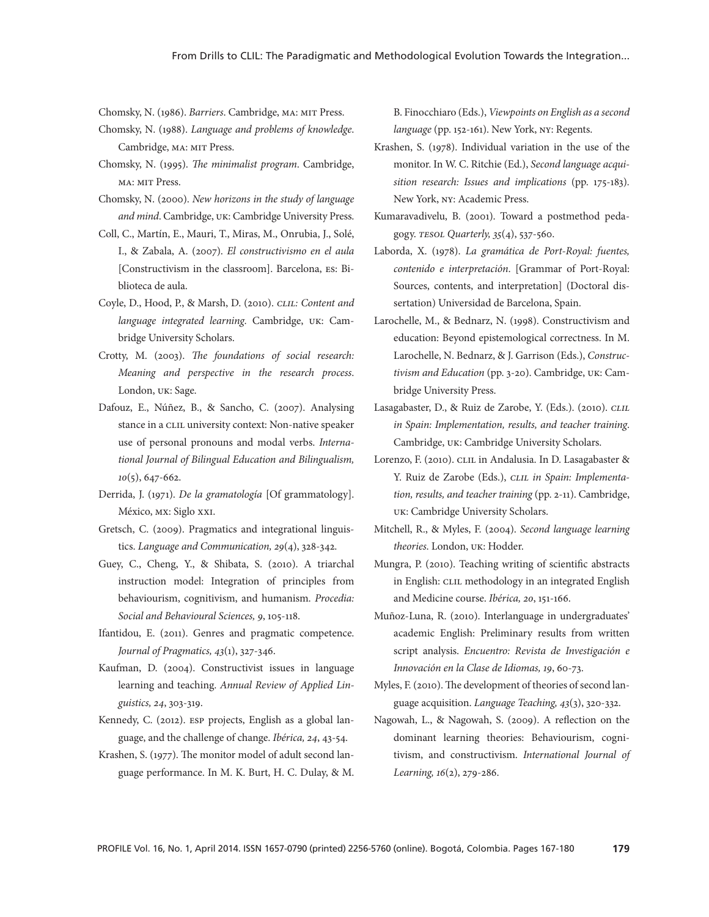Chomsky, N. (1986). *Barriers*. Cambridge, MA: MIT Press.

Chomsky, N. (1988). *Language and problems of knowledge*. Cambridge, MA: MIT Press.

Chomsky, N. (1995). *The minimalist program*. Cambridge, MA: MIT Press.

Chomsky, N. (2000). *New horizons in the study of language and mind*. Cambridge, UK: Cambridge University Press.

Coll, C., Martín, E., Mauri, T., Miras, M., Onrubia, J., Solé, I., & Zabala, A. (2007). *El constructivismo en el aula* [Constructivism in the classroom]. Barcelona, ES: Biblioteca de aula.

Coyle, D., Hood, P., & Marsh, D. (2010). *CLIL: Content and language integrated learning*. Cambridge, UK: Cambridge University Scholars.

Crotty, M. (2003). *The foundations of social research: Meaning and perspective in the research process*. London, UK: Sage.

Dafouz, E., Núñez, B., & Sancho, C. (2007). Analysing stance in a CLIL university context: Non-native speaker use of personal pronouns and modal verbs. *International Journal of Bilingual Education and Bilingualism, 10*(5), 647-662.

Derrida, J. (1971). *De la gramatología* [Of grammatology]. México, MX: Siglo XXI.

Gretsch, C. (2009). Pragmatics and integrational linguistics. *Language and Communication, 29*(4), 328-342.

Guey, C., Cheng, Y., & Shibata, S. (2010). A triarchal instruction model: Integration of principles from behaviourism, cognitivism, and humanism. *Procedia: Social and Behavioural Sciences, 9*, 105-118.

Ifantidou, E. (2011). Genres and pragmatic competence. *Journal of Pragmatics, 43*(1), 327-346.

Kaufman, D. (2004). Constructivist issues in language learning and teaching. *Annual Review of Applied Linguistics, 24*, 303-319.

Kennedy, C. (2012). ESP projects, English as a global language, and the challenge of change. *Ibérica, 24*, 43-54.

Krashen, S. (1977). The monitor model of adult second language performance. In M. K. Burt, H. C. Dulay, & M. B. Finocchiaro (Eds.), *Viewpoints on English as a second language* (pp. 152-161). New York, NY: Regents.

Krashen, S. (1978). Individual variation in the use of the monitor. In W. C. Ritchie (Ed.), *Second language acquisition research: Issues and implications* (pp. 175-183). New York, NY: Academic Press.

Kumaravadivelu, B. (2001). Toward a postmethod pedagogy. *TESOL Quarterly, 35*(4), 537-560.

Laborda, X. (1978). *La gramática de Port-Royal: fuentes, contenido e interpretación*. [Grammar of Port-Royal: Sources, contents, and interpretation] (Doctoral dissertation) Universidad de Barcelona, Spain.

Larochelle, M., & Bednarz, N. (1998). Constructivism and education: Beyond epistemological correctness. In M. Larochelle, N. Bednarz, & J. Garrison (Eds.), *Constructivism and Education* (pp. 3-20). Cambridge, UK: Cambridge University Press.

Lasagabaster, D., & Ruiz de Zarobe, Y. (Eds.). (2010). *CLIL in Spain: Implementation, results, and teacher training*. Cambridge, UK: Cambridge University Scholars.

Lorenzo, F. (2010). CLIL in Andalusia. In D. Lasagabaster & Y. Ruiz de Zarobe (Eds.), *CLIL in Spain: Implementation, results, and teacher training* (pp. 2-11). Cambridge, UK: Cambridge University Scholars.

Mitchell, R., & Myles, F. (2004). *Second language learning theories*. London, UK: Hodder.

Mungra, P. (2010). Teaching writing of scientific abstracts in English: CLIL methodology in an integrated English and Medicine course. *Ibérica, 20*, 151-166.

Muñoz-Luna, R. (2010). Interlanguage in undergraduates' academic English: Preliminary results from written script analysis. *Encuentro: Revista de Investigación e Innovación en la Clase de Idiomas, 19*, 60-73.

Myles, F. (2010). The development of theories of second language acquisition. *Language Teaching, 43*(3), 320-332.

Nagowah, L., & Nagowah, S. (2009). A reflection on the dominant learning theories: Behaviourism, cognitivism, and constructivism. *International Journal of Learning, 16*(2), 279-286.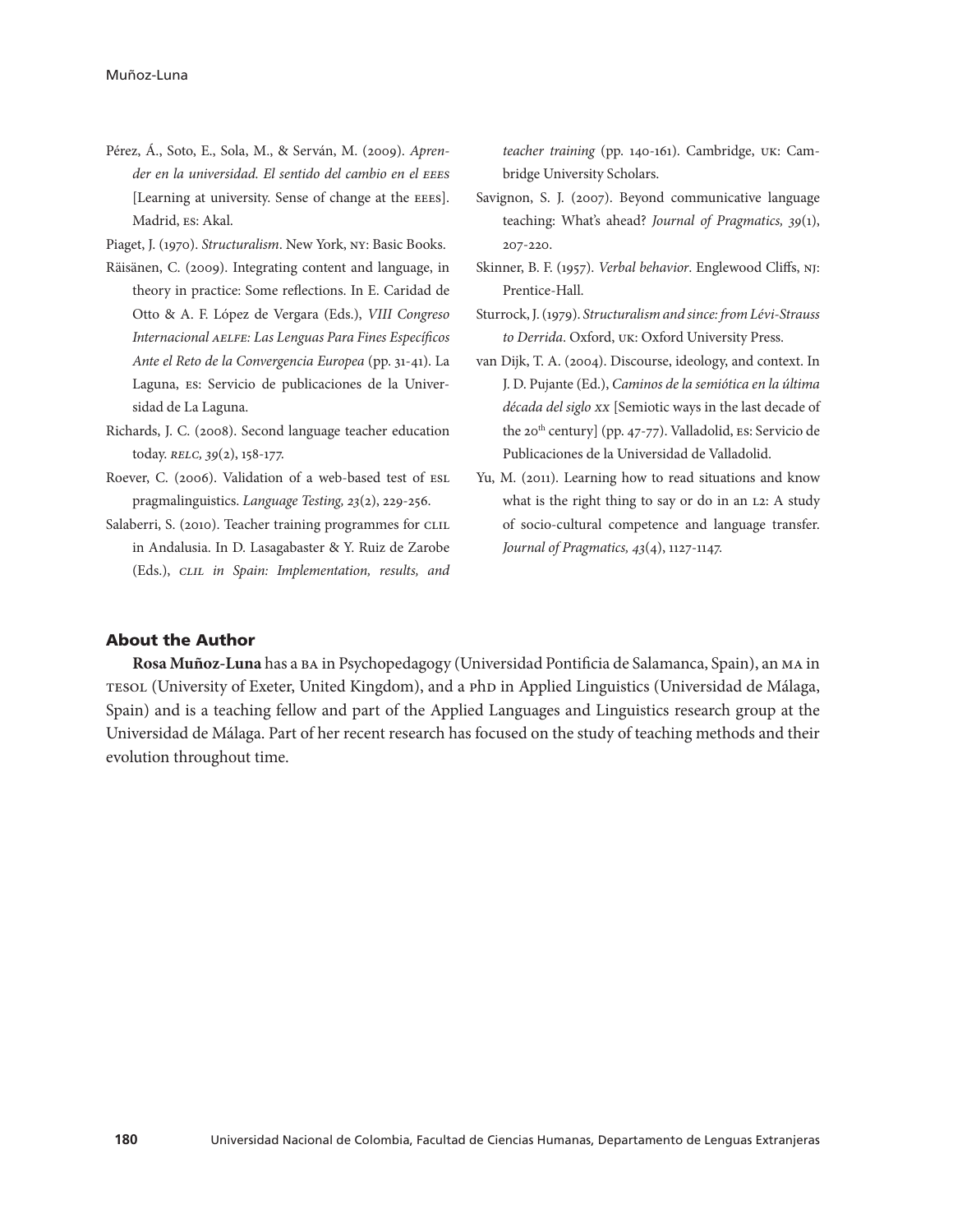Pérez, Á., Soto, E., Sola, M., & Serván, M. (2009). *Aprender en la universidad. El sentido del cambio en el EEES* [Learning at university. Sense of change at the EEES]. Madrid, ES: Akal.

Piaget, J. (1970). *Structuralism*. New York, NY: Basic Books.

Räisänen, C. (2009). Integrating content and language, in theory in practice: Some reflections. In E. Caridad de Otto & A. F. López de Vergara (Eds.), *VIII Congreso Internacional AELFE: Las Lenguas Para Fines Específicos Ante el Reto de la Convergencia Europea* (pp. 31-41). La Laguna, ES: Servicio de publicaciones de la Universidad de La Laguna.

Richards, J. C. (2008). Second language teacher education today. *RELC, 39*(2), 158-177.

Roever, C. (2006). Validation of a web-based test of ESL pragmalinguistics. *Language Testing, 23*(2), 229-256.

Salaberri, S. (2010). Teacher training programmes for CLIL in Andalusia. In D. Lasagabaster & Y. Ruiz de Zarobe (Eds.), *CLIL in Spain: Implementation, results, and teacher training* (pp. 140-161). Cambridge, UK: Cambridge University Scholars.

Savignon, S. J. (2007). Beyond communicative language teaching: What's ahead? *Journal of Pragmatics, 39*(1), 207-220.

Skinner, B. F. (1957). *Verbal behavior*. Englewood Cliffs, NJ: Prentice-Hall.

Sturrock, J. (1979). *Structuralism and since: from Lévi-Strauss to Derrida*. Oxford, UK: Oxford University Press.

van Dijk, T. A. (2004). Discourse, ideology, and context. In J. D. Pujante (Ed.), *Caminos de la semiótica en la última década del siglo XX* [Semiotic ways in the last decade of the 20th century] (pp. 47-77). Valladolid, ES: Servicio de Publicaciones de la Universidad de Valladolid.

Yu, M. (2011). Learning how to read situations and know what is the right thing to say or do in an L2: A study of socio-cultural competence and language transfer. *Journal of Pragmatics, 43*(4), 1127-1147.

## About the Author

**Rosa Muñoz-Luna** has a BA in Psychopedagogy (Universidad Pontificia de Salamanca, Spain), an MA in TESOL (University of Exeter, United Kingdom), and a PhD in Applied Linguistics (Universidad de Málaga, Spain) and is a teaching fellow and part of the Applied Languages and Linguistics research group at the Universidad de Málaga. Part of her recent research has focused on the study of teaching methods and their evolution throughout time.